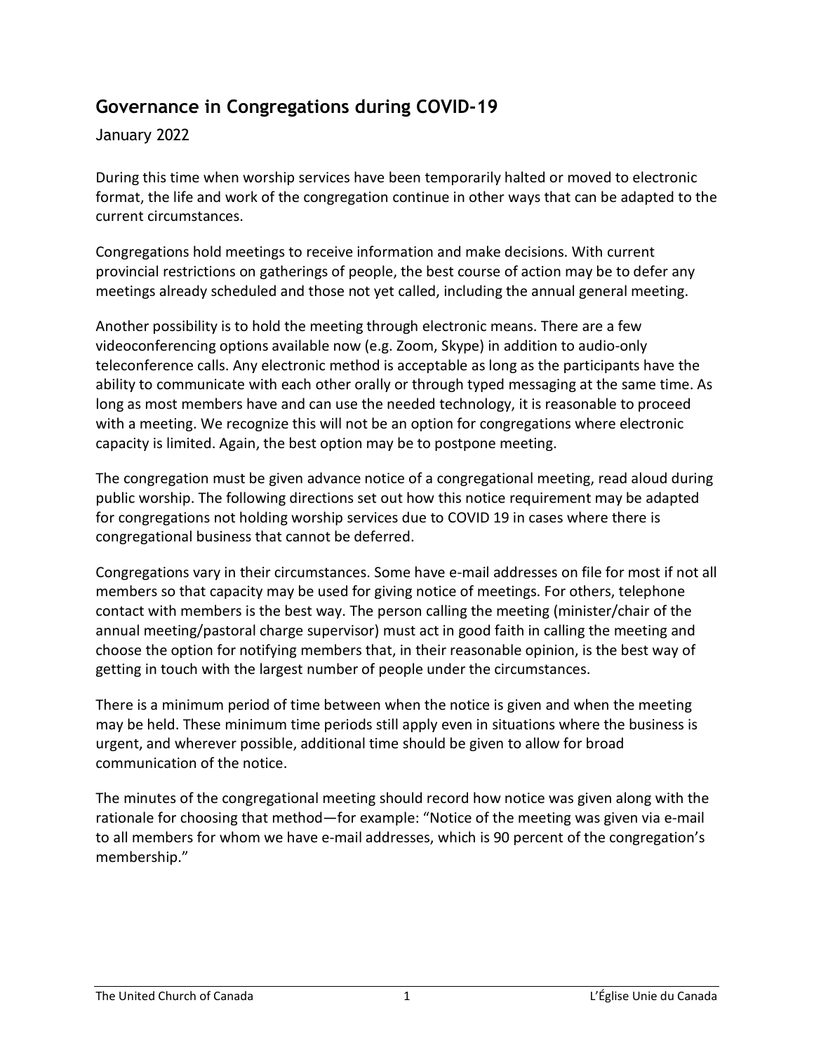## Governance in Congregations during COVID-19

January 2022

During this time when worship services have been temporarily halted or moved to electronic format, the life and work of the congregation continue in other ways that can be adapted to the current circumstances.

Congregations hold meetings to receive information and make decisions. With current provincial restrictions on gatherings of people, the best course of action may be to defer any meetings already scheduled and those not yet called, including the annual general meeting.

Another possibility is to hold the meeting through electronic means. There are a few videoconferencing options available now (e.g. Zoom, Skype) in addition to audio-only teleconference calls. Any electronic method is acceptable as long as the participants have the ability to communicate with each other orally or through typed messaging at the same time. As long as most members have and can use the needed technology, it is reasonable to proceed with a meeting. We recognize this will not be an option for congregations where electronic capacity is limited. Again, the best option may be to postpone meeting.

The congregation must be given advance notice of a congregational meeting, read aloud during public worship. The following directions set out how this notice requirement may be adapted for congregations not holding worship services due to COVID 19 in cases where there is congregational business that cannot be deferred.

Congregations vary in their circumstances. Some have e-mail addresses on file for most if not all members so that capacity may be used for giving notice of meetings. For others, telephone contact with members is the best way. The person calling the meeting (minister/chair of the annual meeting/pastoral charge supervisor) must act in good faith in calling the meeting and choose the option for notifying members that, in their reasonable opinion, is the best way of getting in touch with the largest number of people under the circumstances.

There is a minimum period of time between when the notice is given and when the meeting may be held. These minimum time periods still apply even in situations where the business is urgent, and wherever possible, additional time should be given to allow for broad communication of the notice.

The minutes of the congregational meeting should record how notice was given along with the rationale for choosing that method—for example: "Notice of the meeting was given via e-mail to all members for whom we have e-mail addresses, which is 90 percent of the congregation's membership."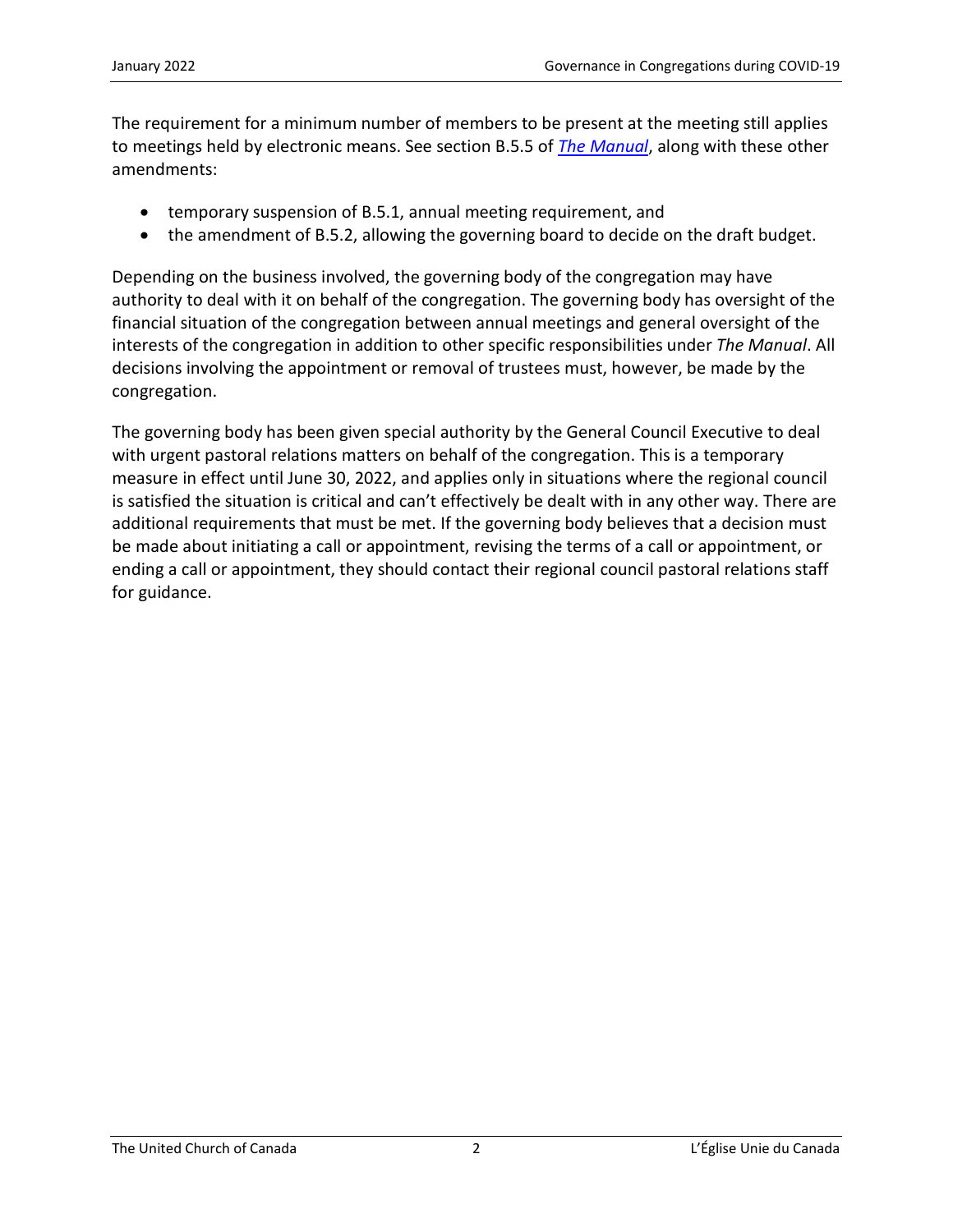The requirement for a minimum number of members to be present at the meeting still applies to meetings held by electronic means. See section B.5.5 of *The Manual*, along with these other amendments:

- temporary suspension of B.5.1, annual meeting requirement, and
- the amendment of B.5.2, allowing the governing board to decide on the draft budget.

Depending on the business involved, the governing body of the congregation may have authority to deal with it on behalf of the congregation. The governing body has oversight of the financial situation of the congregation between annual meetings and general oversight of the interests of the congregation in addition to other specific responsibilities under *The Manual*. All decisions involving the appointment or removal of trustees must, however, be made by the congregation.

The governing body has been given special authority by the General Council Executive to deal with urgent pastoral relations matters on behalf of the congregation. This is a temporary measure in effect until June 30, 2022, and applies only in situations where the regional council is satisfied the situation is critical and can't effectively be dealt with in any other way. There are additional requirements that must be met. If the governing body believes that a decision must be made about initiating a call or appointment, revising the terms of a call or appointment, or ending a call or appointment, they should contact their regional council pastoral relations staff for guidance.